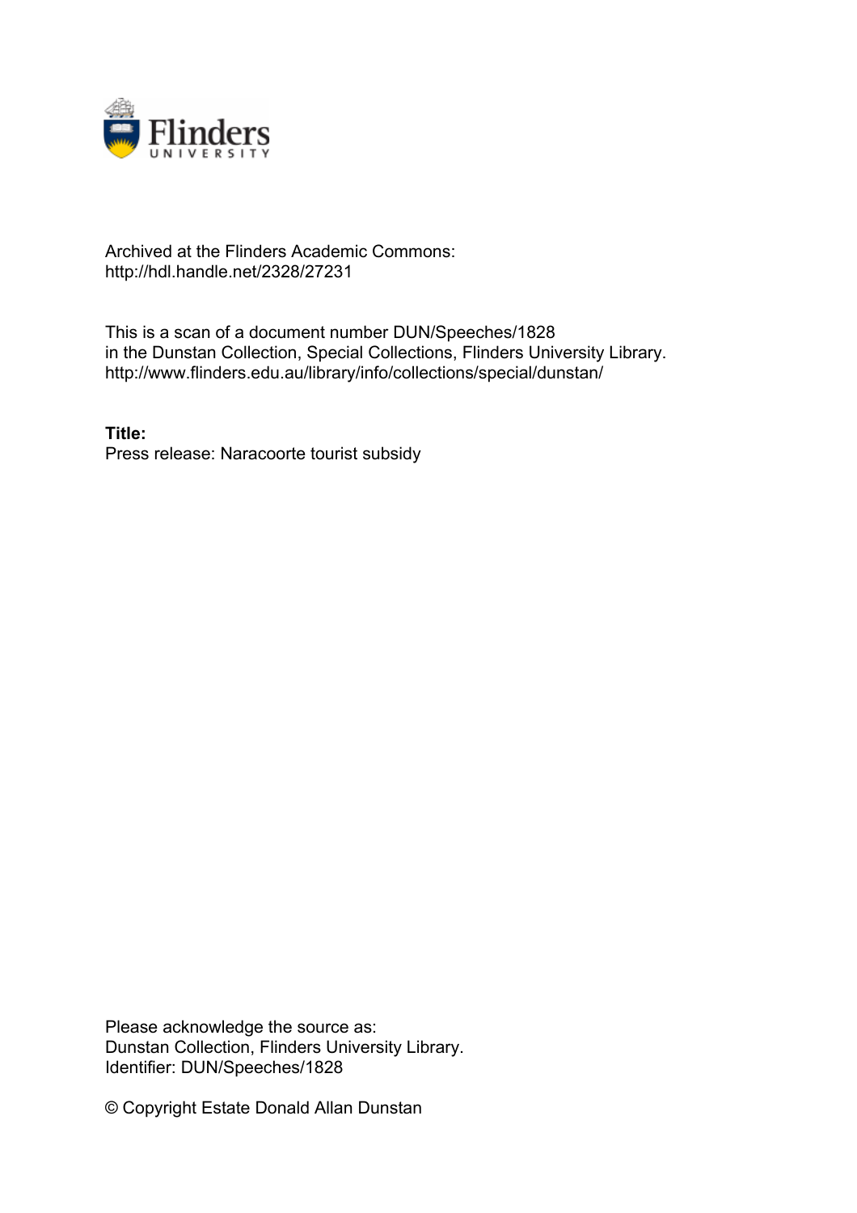Archived at the Flinders Academic Commons:
http://hdl.handle.net/2328/27231

This is a scan of a document number DUN/Speeches/1828
in the Dunstan Collection, Special Collections, Flinders University Library.
http://www.flinders.edu.au/library/info/collections/special/dunstan/

**Title:**
Press release: Naracoorte tourist subsidy

Please acknowledge the source as:
Dunstan Collection, Flinders University Library.
Identifier: DUN/Speeches/1828

© Copyright Estate Donald Allan Dunstan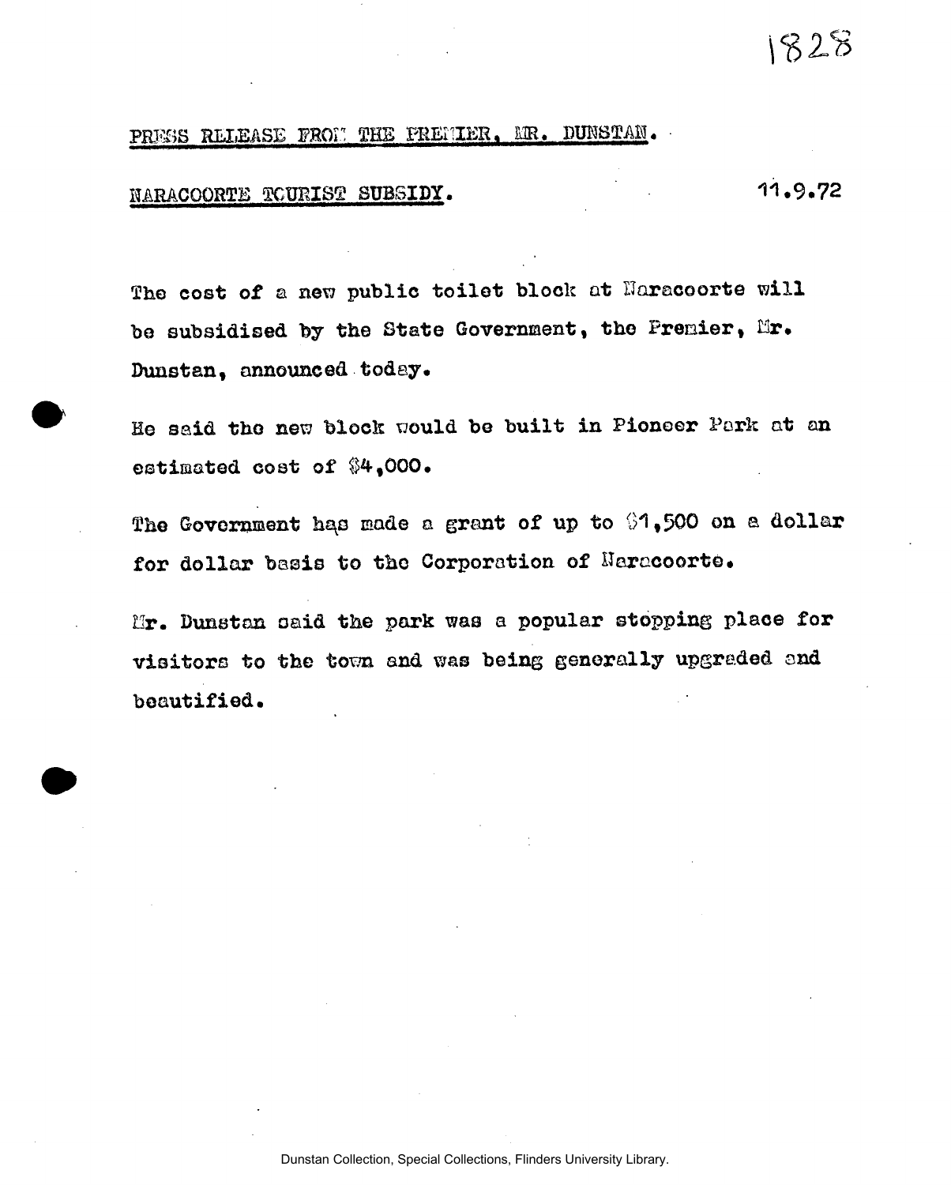1828

PRESS RELEASE FROM THE PREMIER, MR. DUNSTAN.

NARACOORTE TOURIST SUBSIDY. 11.9.72

The cost of a new public toilet block at Naracoorte will be subsidised by the State Government, the Premier, Mr. Dunstan, announced today.

He said the new block would be built in Pioneer Park at an estimated cost of $4,000.

The Government has made a grant of up to $1,500 on a dollar for dollar basis to the Corporation of Naracoorte.

Mr. Dunstan said the park was a popular stopping place for visitors to the town and was being generally upgraded and beautified.